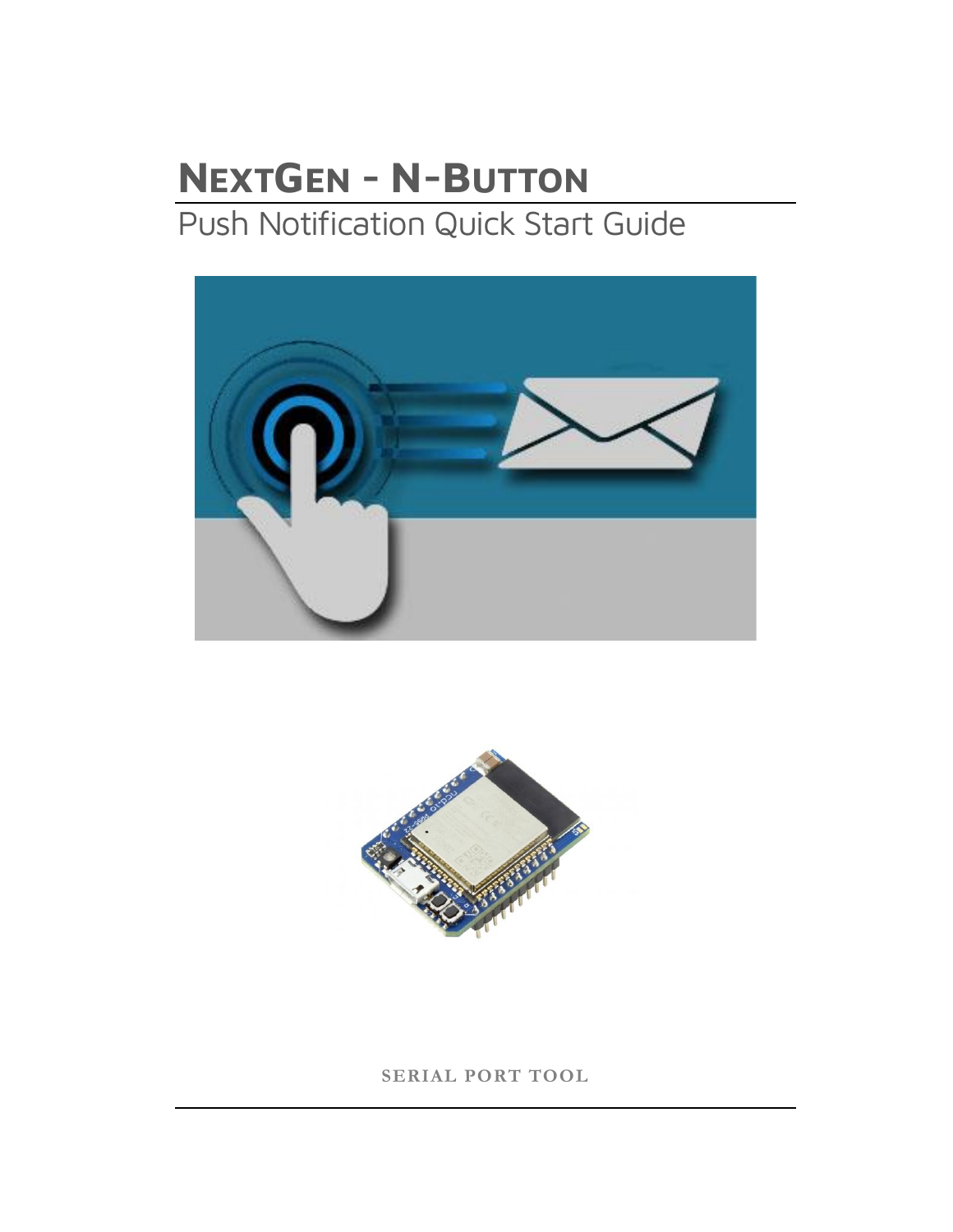# NextGen - N-Button

## Push Notification Quick Start Guide

SERIAL PORT TOOL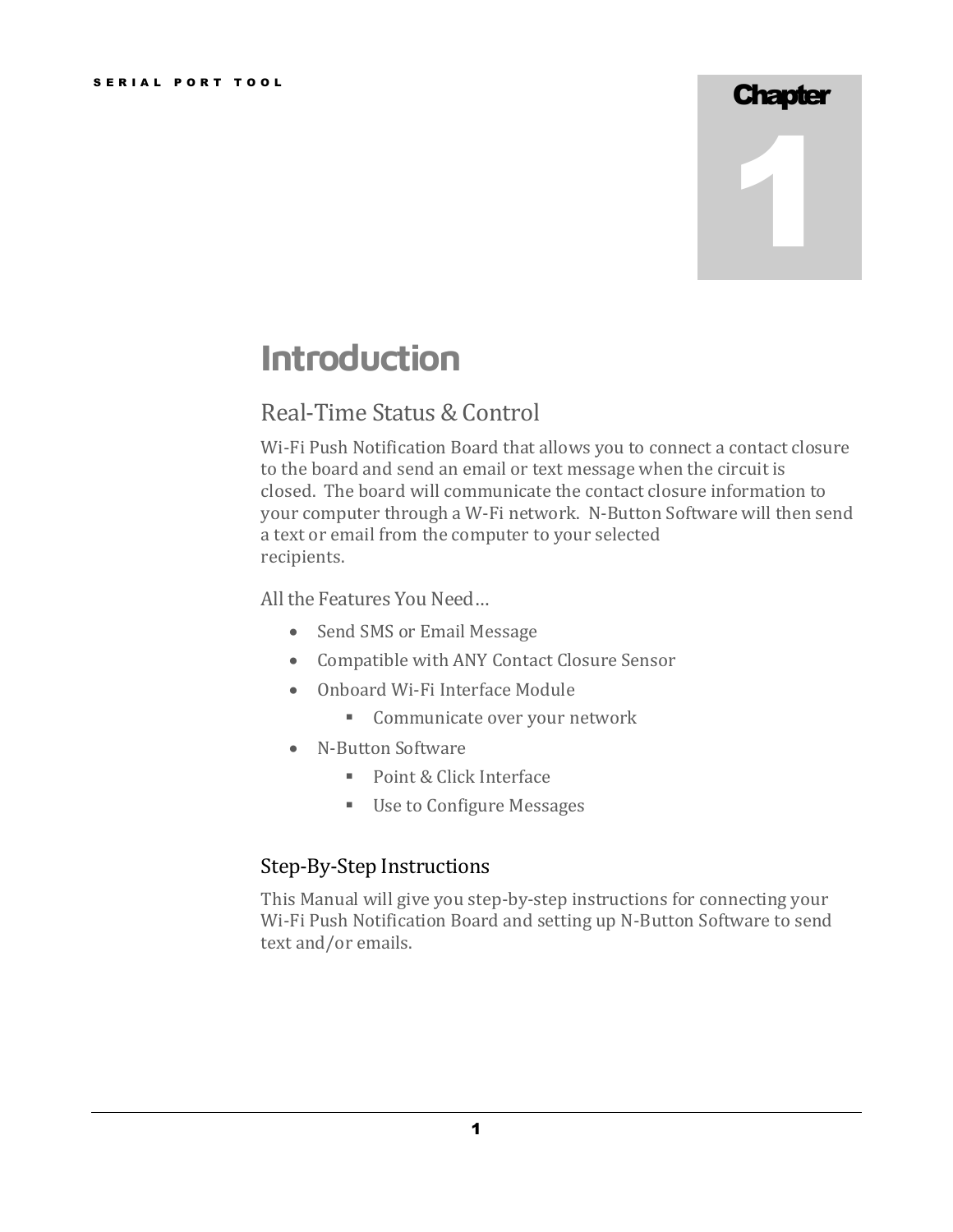# Chapter 1

# Introduction

## Real-Time Status & Control

Wi-Fi Push Notification Board that allows you to connect a contact closure to the board and send an email or text message when the circuit is closed. The board will communicate the contact closure information to your computer through a W-Fi network. N-Button Software will then send a text or email from the computer to your selected recipients.

All the Features You Need…

- Send SMS or Email Message
- Compatible with ANY Contact Closure Sensor
- Onboard Wi-Fi Interface Module
  - Communicate over your network
- N-Button Software
  - Point & Click Interface
  - Use to Configure Messages

### Step-By-Step Instructions

This Manual will give you step-by-step instructions for connecting your Wi-Fi Push Notification Board and setting up N-Button Software to send text and/or emails.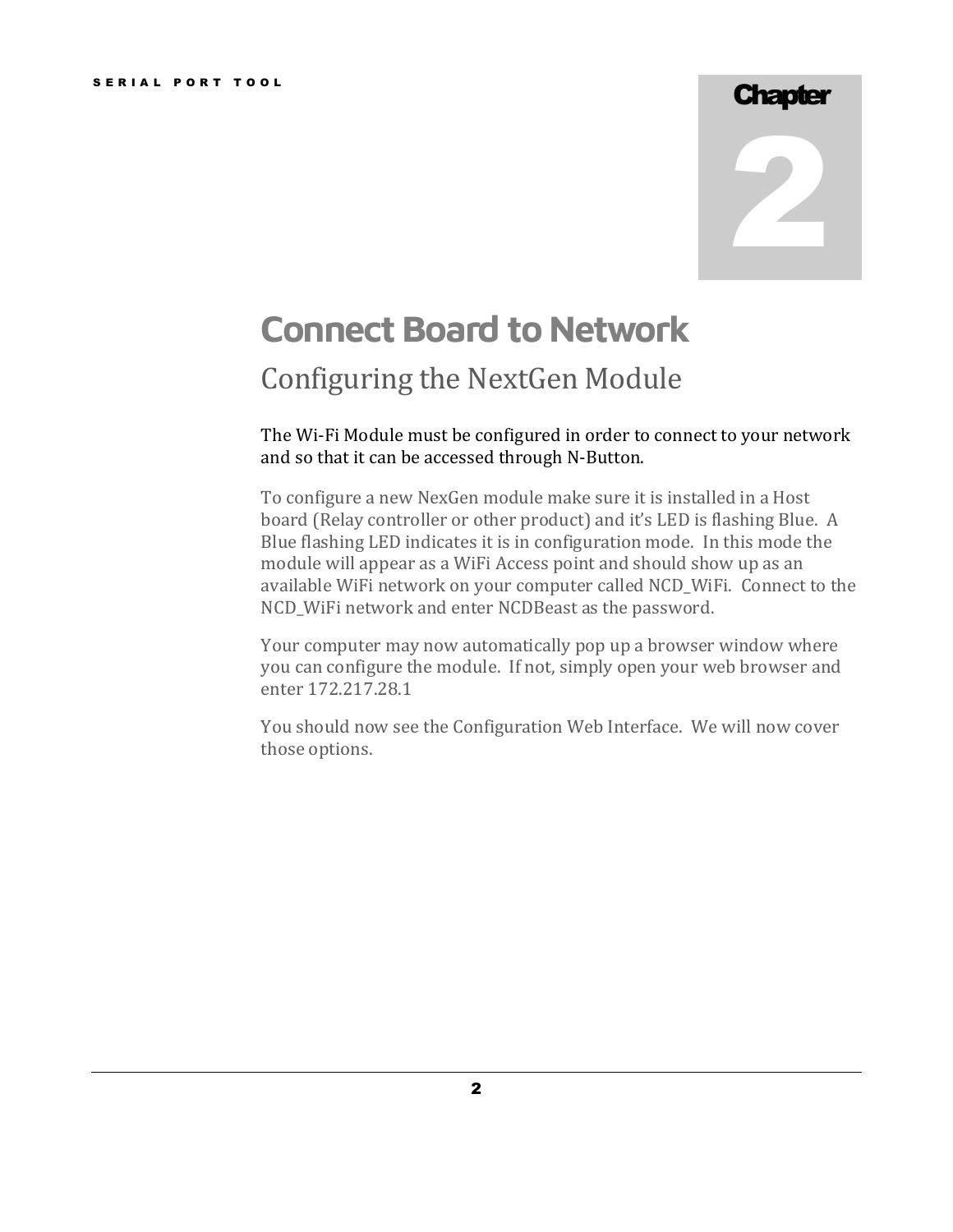# Chapter 2

## Connect Board to Network

### Configuring the NextGen Module

The Wi-Fi Module must be configured in order to connect to your network and so that it can be accessed through N-Button.

To configure a new NexGen module make sure it is installed in a Host board (Relay controller or other product) and it's LED is flashing Blue. A Blue flashing LED indicates it is in configuration mode. In this mode the module will appear as a WiFi Access point and should show up as an available WiFi network on your computer called NCD_WiFi. Connect to the NCD_WiFi network and enter NCDBeast as the password.

Your computer may now automatically pop up a browser window where you can configure the module. If not, simply open your web browser and enter 172.217.28.1

You should now see the Configuration Web Interface. We will now cover those options.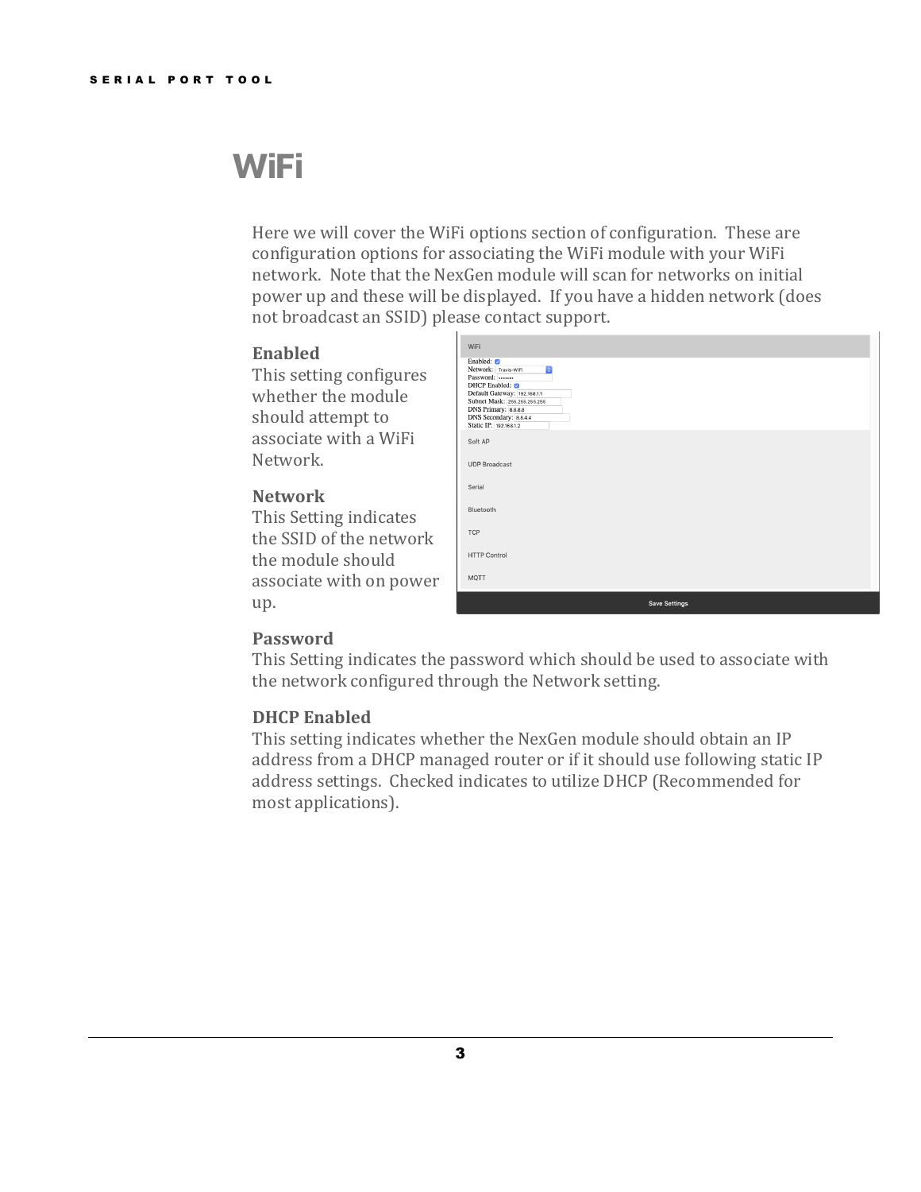# WiFi

Here we will cover the WiFi options section of configuration. These are configuration options for associating the WiFi module with your WiFi network. Note that the NexGen module will scan for networks on initial power up and these will be displayed. If you have a hidden network (does not broadcast an SSID) please contact support.

**Enabled**
This setting configures whether the module should attempt to associate with a WiFi Network.

**Network**
This Setting indicates the SSID of the network the module should associate with on power up.

**Password**
This Setting indicates the password which should be used to associate with the network configured through the Network setting.

**DHCP Enabled**
This setting indicates whether the NexGen module should obtain an IP address from a DHCP managed router or if it should use following static IP address settings. Checked indicates to utilize DHCP (Recommended for most applications).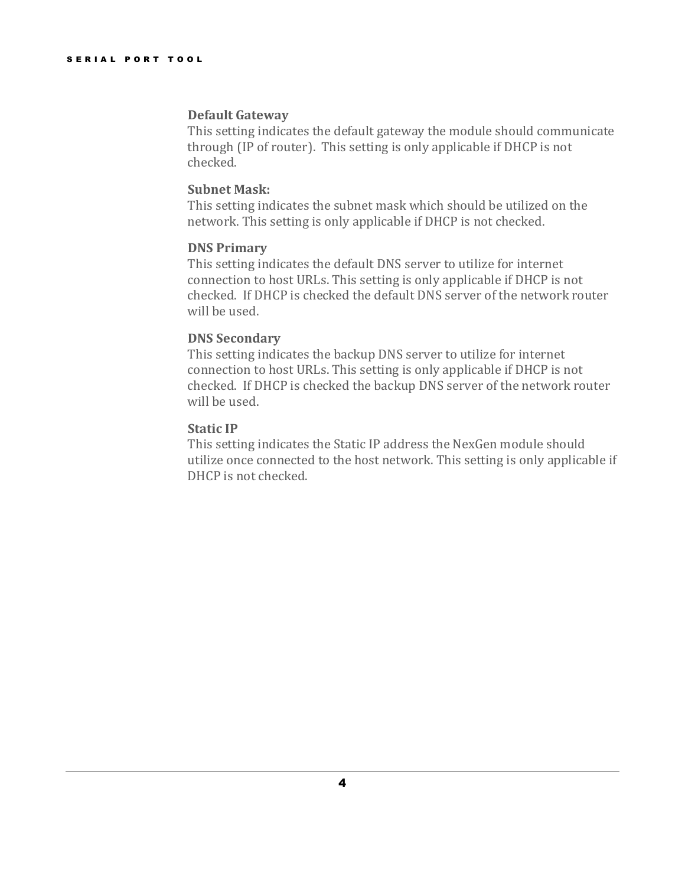**Default Gateway**
This setting indicates the default gateway the module should communicate through (IP of router). This setting is only applicable if DHCP is not checked.

**Subnet Mask:**
This setting indicates the subnet mask which should be utilized on the network. This setting is only applicable if DHCP is not checked.

**DNS Primary**
This setting indicates the default DNS server to utilize for internet connection to host URLs. This setting is only applicable if DHCP is not checked. If DHCP is checked the default DNS server of the network router will be used.

**DNS Secondary**
This setting indicates the backup DNS server to utilize for internet connection to host URLs. This setting is only applicable if DHCP is not checked. If DHCP is checked the backup DNS server of the network router will be used.

**Static IP**
This setting indicates the Static IP address the NexGen module should utilize once connected to the host network. This setting is only applicable if DHCP is not checked.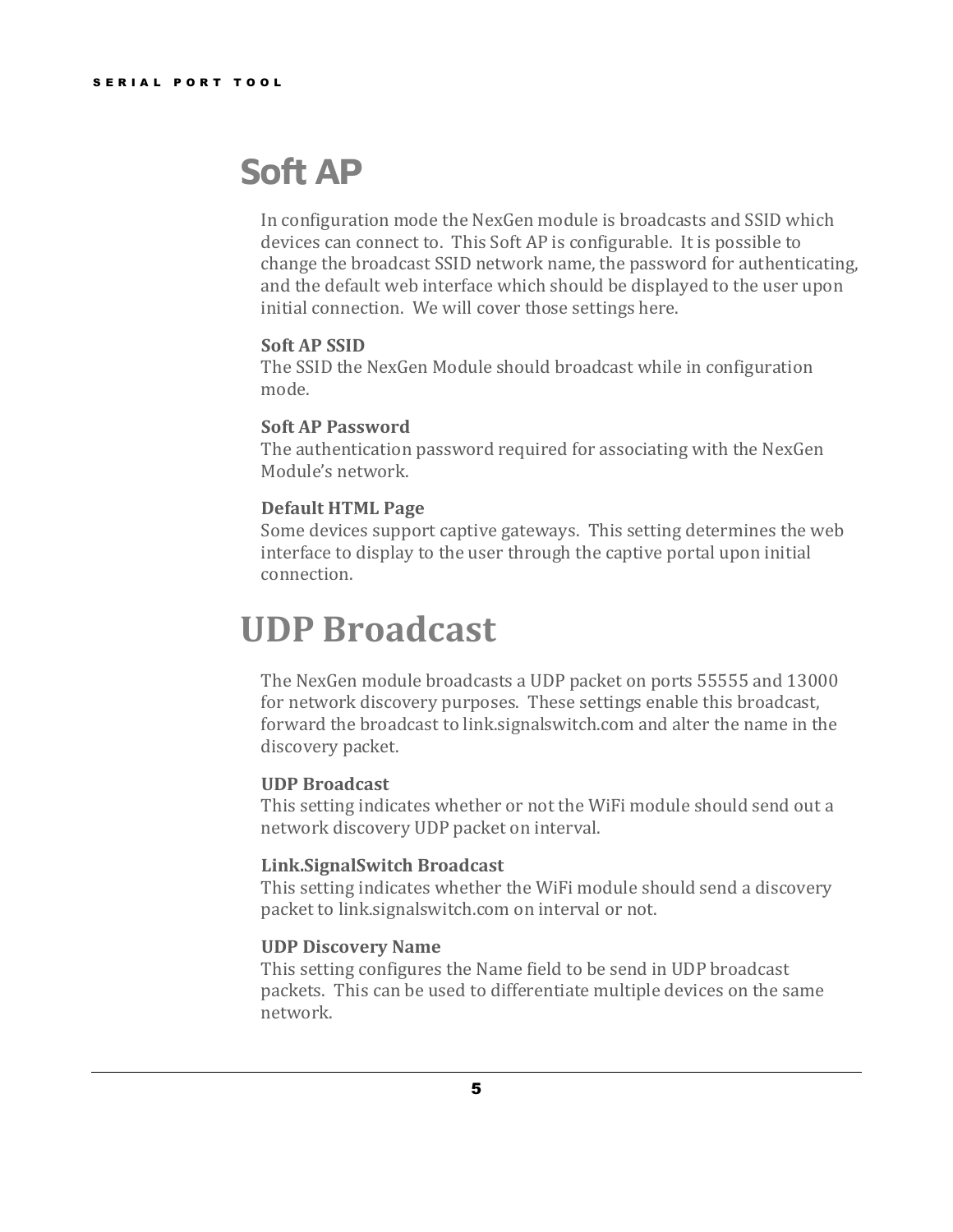# Soft AP

In configuration mode the NexGen module is broadcasts and SSID which devices can connect to. This Soft AP is configurable. It is possible to change the broadcast SSID network name, the password for authenticating, and the default web interface which should be displayed to the user upon initial connection. We will cover those settings here.

**Soft AP SSID**
The SSID the NexGen Module should broadcast while in configuration mode.

**Soft AP Password**
The authentication password required for associating with the NexGen Module's network.

**Default HTML Page**
Some devices support captive gateways. This setting determines the web interface to display to the user through the captive portal upon initial connection.

# UDP Broadcast

The NexGen module broadcasts a UDP packet on ports 55555 and 13000 for network discovery purposes. These settings enable this broadcast, forward the broadcast to link.signalswitch.com and alter the name in the discovery packet.

**UDP Broadcast**
This setting indicates whether or not the WiFi module should send out a network discovery UDP packet on interval.

**Link.SignalSwitch Broadcast**
This setting indicates whether the WiFi module should send a discovery packet to link.signalswitch.com on interval or not.

**UDP Discovery Name**
This setting configures the Name field to be send in UDP broadcast packets. This can be used to differentiate multiple devices on the same network.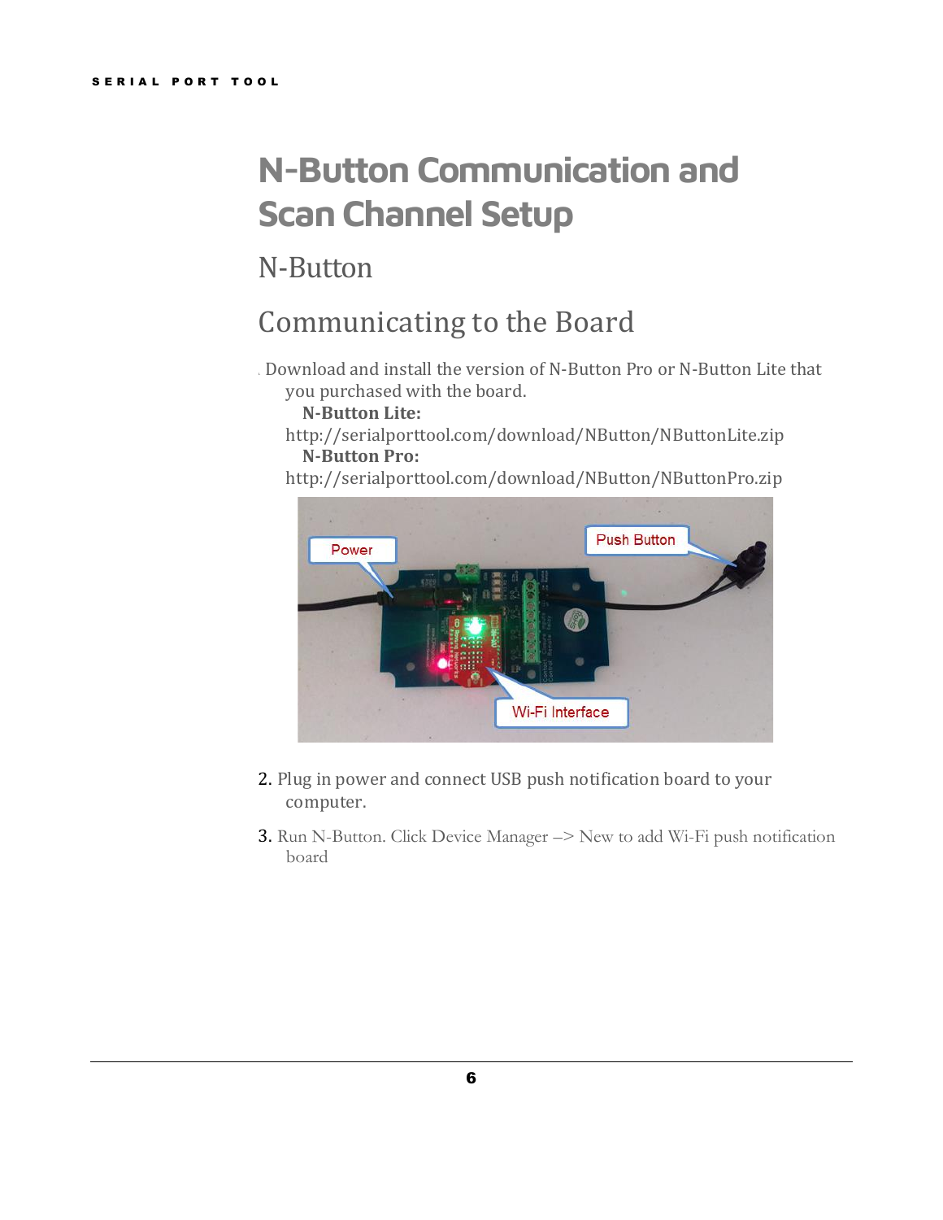# N-Button Communication and Scan Channel Setup

## N-Button

## Communicating to the Board

1. Download and install the version of N-Button Pro or N-Button Lite that you purchased with the board.

   **N-Button Lite:**
   http://serialporttool.com/download/NButton/NButtonLite.zip

   **N-Button Pro:**
   http://serialporttool.com/download/NButton/NButtonPro.zip

2. Plug in power and connect USB push notification board to your computer.
3. Run N-Button. Click Device Manager –> New to add Wi-Fi push notification board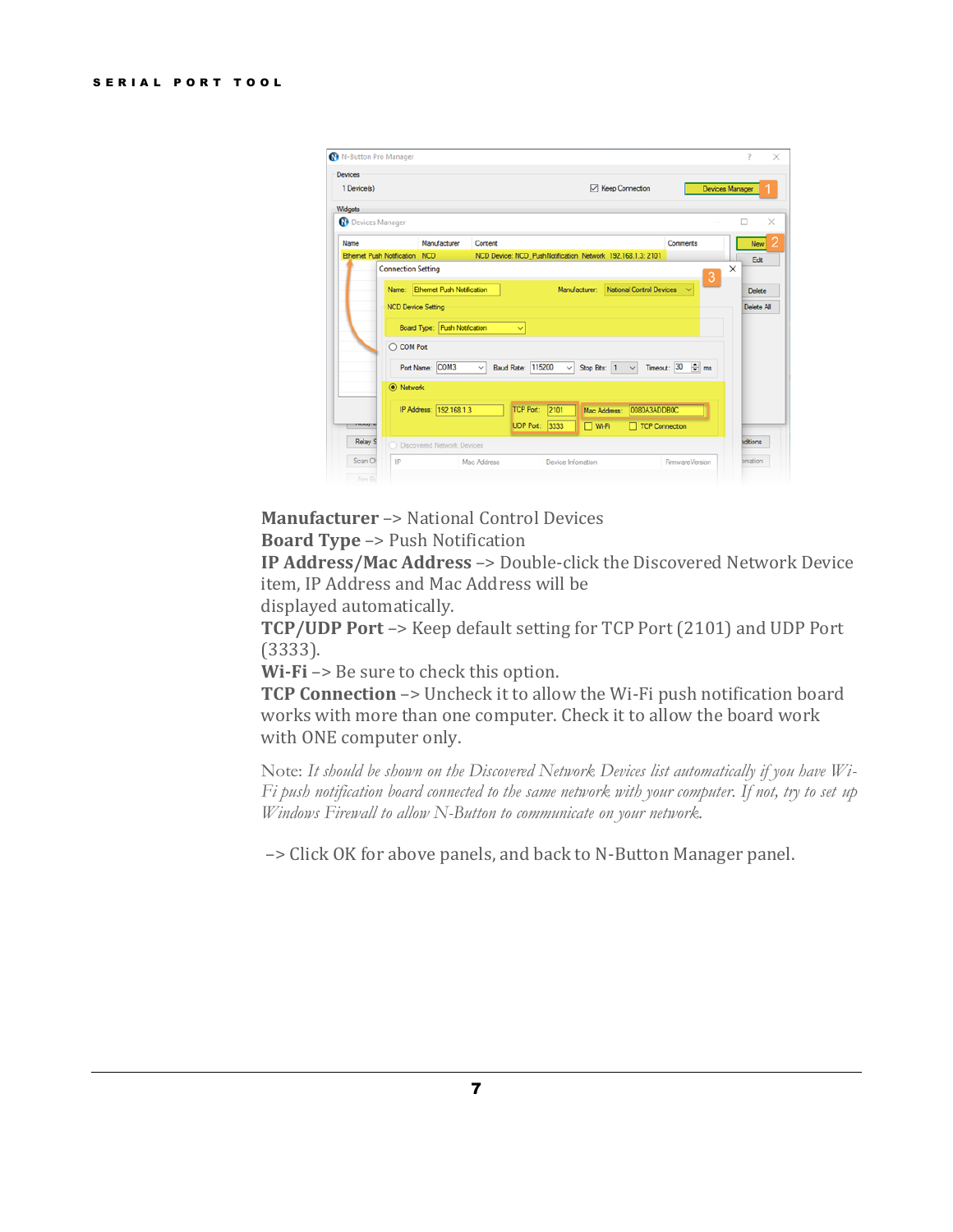**Manufacturer** –> National Control Devices
**Board Type** –> Push Notification
**IP Address/Mac Address** –> Double-click the Discovered Network Device item, IP Address and Mac Address will be displayed automatically.
**TCP/UDP Port** –> Keep default setting for TCP Port (2101) and UDP Port (3333).
**Wi-Fi** –> Be sure to check this option.
**TCP Connection** –> Uncheck it to allow the Wi-Fi push notification board works with more than one computer. Check it to allow the board work with ONE computer only.

Note: *It should be shown on the Discovered Network Devices list automatically if you have Wi-Fi push notification board connected to the same network with your computer. If not, try to set up Windows Firewall to allow N-Button to communicate on your network.*

–> Click OK for above panels, and back to N-Button Manager panel.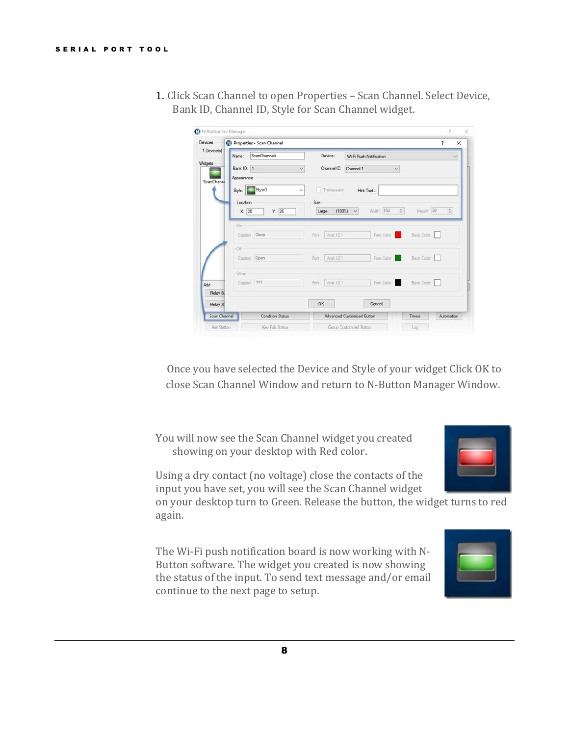1. Click Scan Channel to open Properties – Scan Channel. Select Device, Bank ID, Channel ID, Style for Scan Channel widget.

Once you have selected the Device and Style of your widget Click OK to close Scan Channel Window and return to N-Button Manager Window.

You will now see the Scan Channel widget you created showing on your desktop with Red color.

Using a dry contact (no voltage) close the contacts of the input you have set, you will see the Scan Channel widget on your desktop turn to Green. Release the button, the widget turns to red again.

The Wi-Fi push notification board is now working with N-Button software. The widget you created is now showing the status of the input. To send text message and/or email continue to the next page to setup.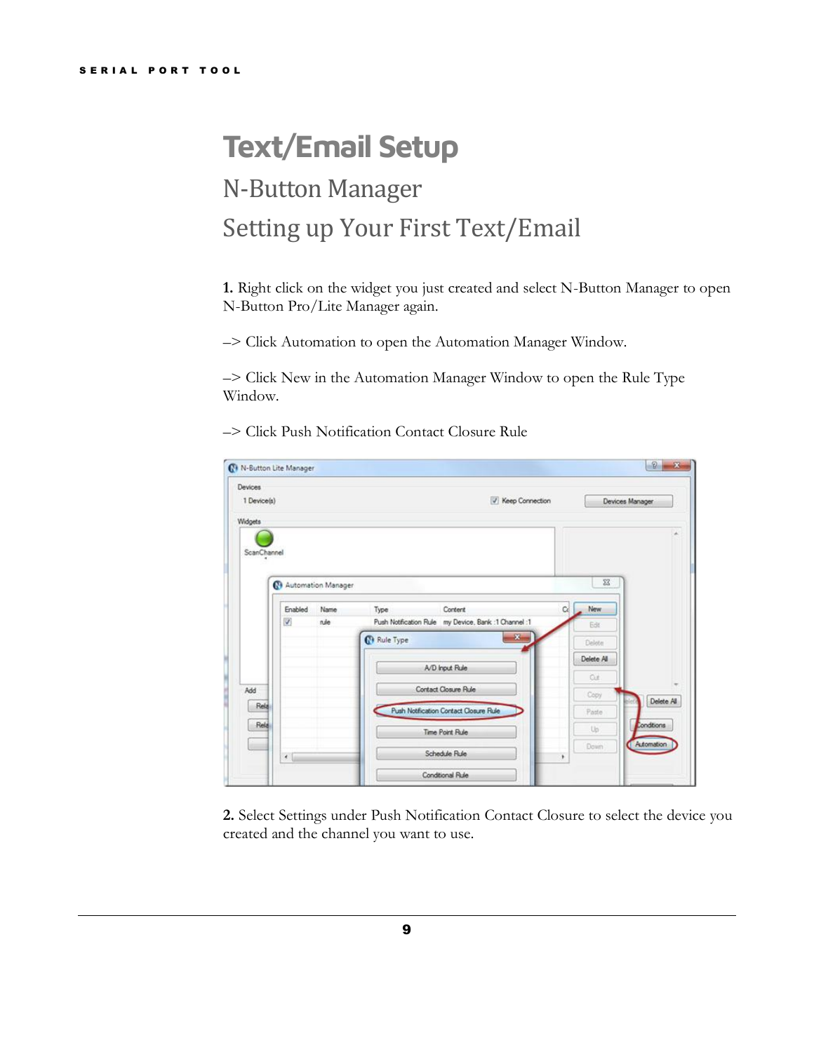# Text/Email Setup

## N-Button Manager

## Setting up Your First Text/Email

**1.** Right click on the widget you just created and select N-Button Manager to open N-Button Pro/Lite Manager again.

–> Click Automation to open the Automation Manager Window.

–> Click New in the Automation Manager Window to open the Rule Type Window.

–> Click Push Notification Contact Closure Rule

**2.** Select Settings under Push Notification Contact Closure to select the device you created and the channel you want to use.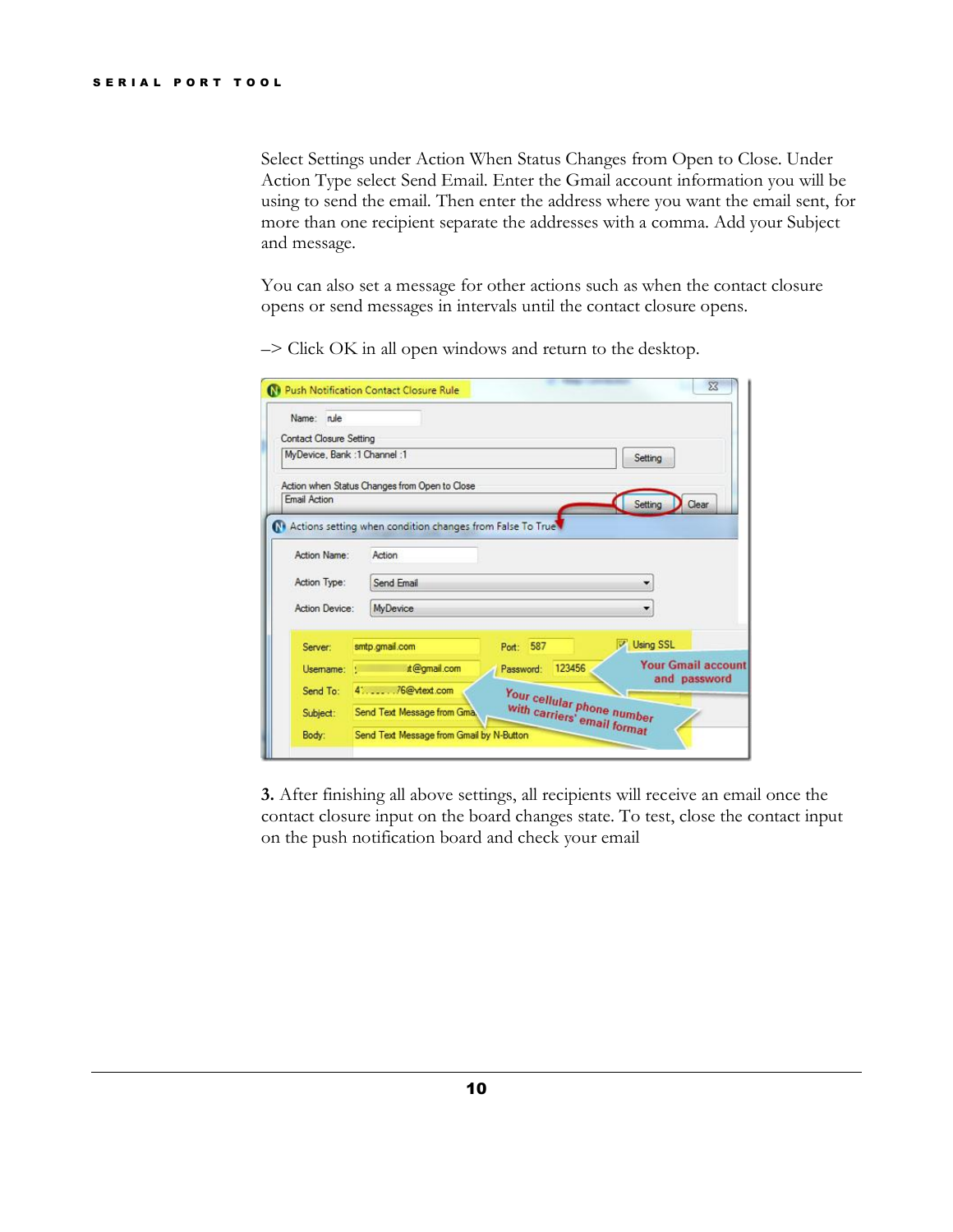Select Settings under Action When Status Changes from Open to Close. Under Action Type select Send Email. Enter the Gmail account information you will be using to send the email. Then enter the address where you want the email sent, for more than one recipient separate the addresses with a comma. Add your Subject and message.

You can also set a message for other actions such as when the contact closure opens or send messages in intervals until the contact closure opens.

–> Click OK in all open windows and return to the desktop.

**3.** After finishing all above settings, all recipients will receive an email once the contact closure input on the board changes state. To test, close the contact input on the push notification board and check your email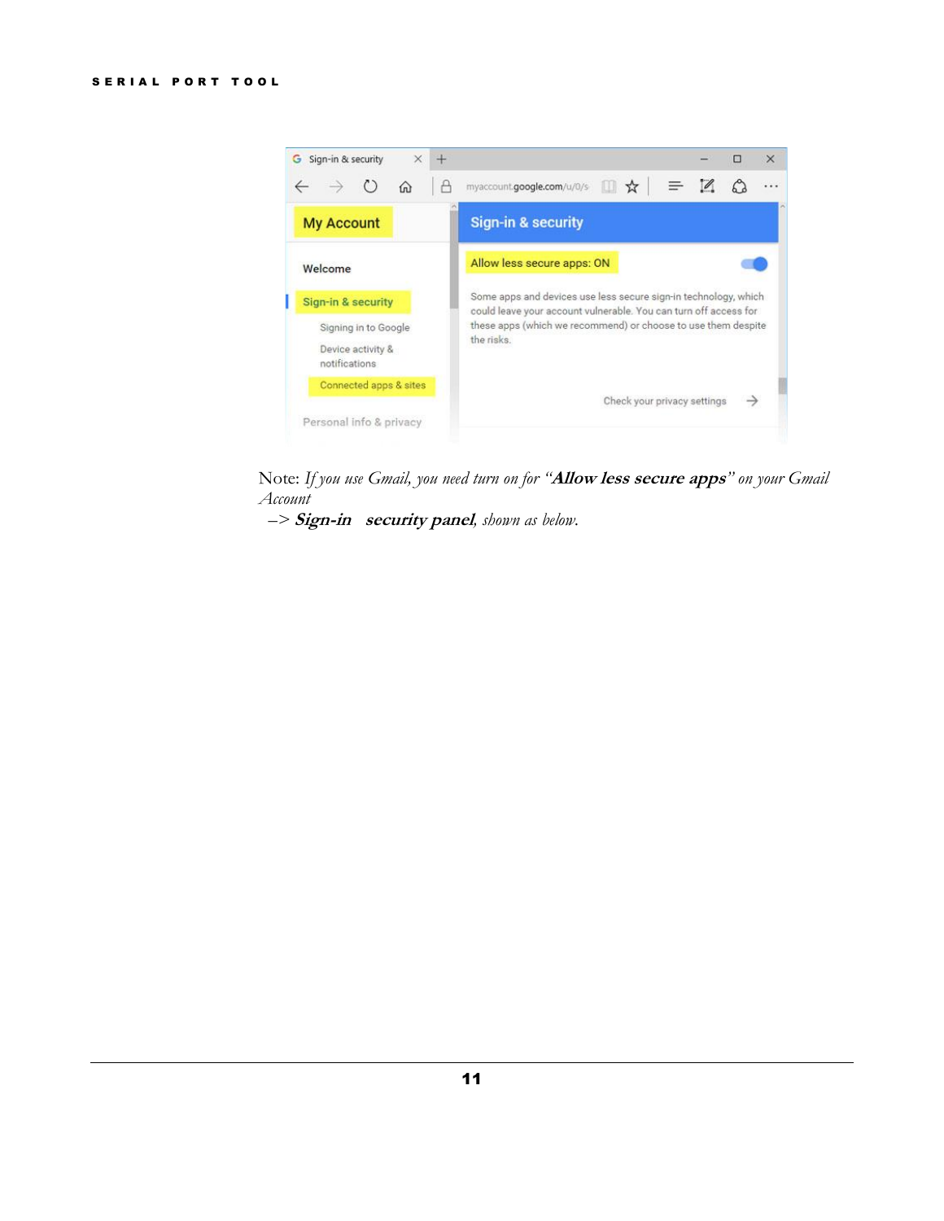Note: *If you use Gmail, you need turn on for "**Allow less secure apps**" on your Gmail Account*
–> ***Sign-in security panel**, shown as below.*